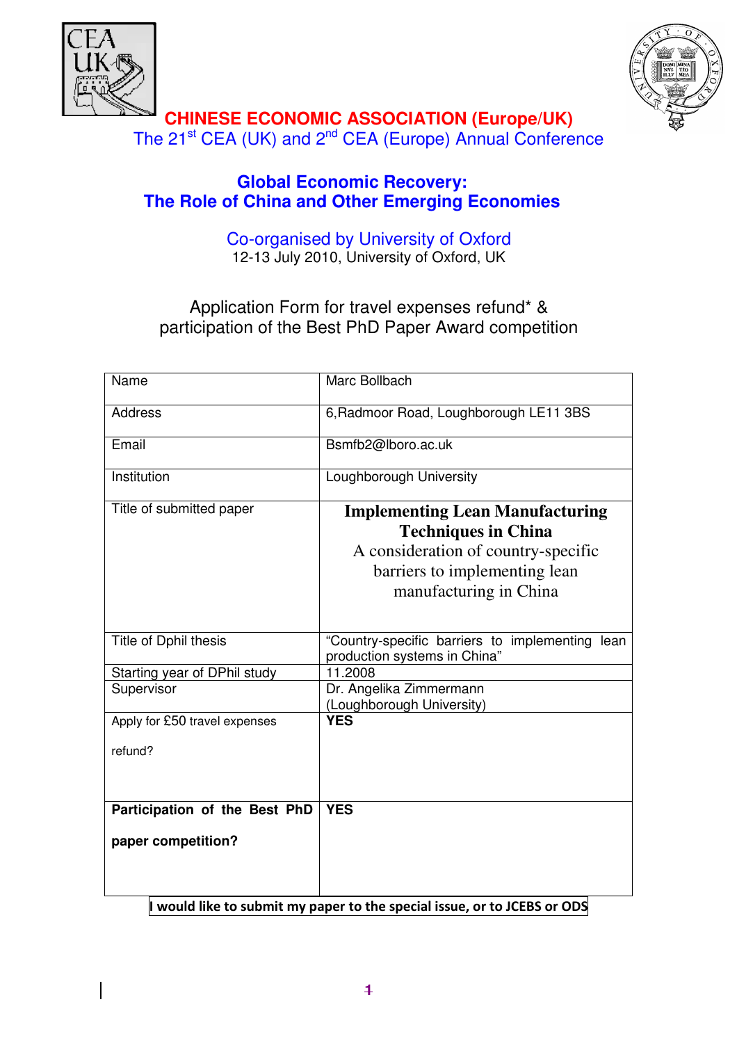# CHINESE ECONOMIC ASSOCIATION (Europe/UK)

The 21st CEA (UK) and 2nd CEA (Europe) Annual Conference

## Global Economic Recovery: The Role of China and Other Emerging Economies

Co-organised by University of Oxford

12-13 July 2010, University of Oxford, UK

Application Form for travel expenses refund* & participation of the Best PhD Paper Award competition

| Name | Marc Bollbach |
|---|---|
| Address | 6,Radmoor Road, Loughborough LE11 3BS |
| Email | Bsmfb2@lboro.ac.uk |
| Institution | Loughborough University |
| Title of submitted paper | **Implementing Lean Manufacturing Techniques in China** A consideration of country-specific barriers to implementing lean manufacturing in China |
| Title of Dphil thesis | "Country-specific barriers to implementing lean production systems in China" |
| Starting year of DPhil study | 11.2008 |
| Supervisor | Dr. Angelika Zimmermann (Loughborough University) |
| Apply for £50 travel expenses refund? | **YES** |
| **Participation of the Best PhD paper competition?** | **YES** |

**I would like to submit my paper to the special issue, or to JCEBS or ODS**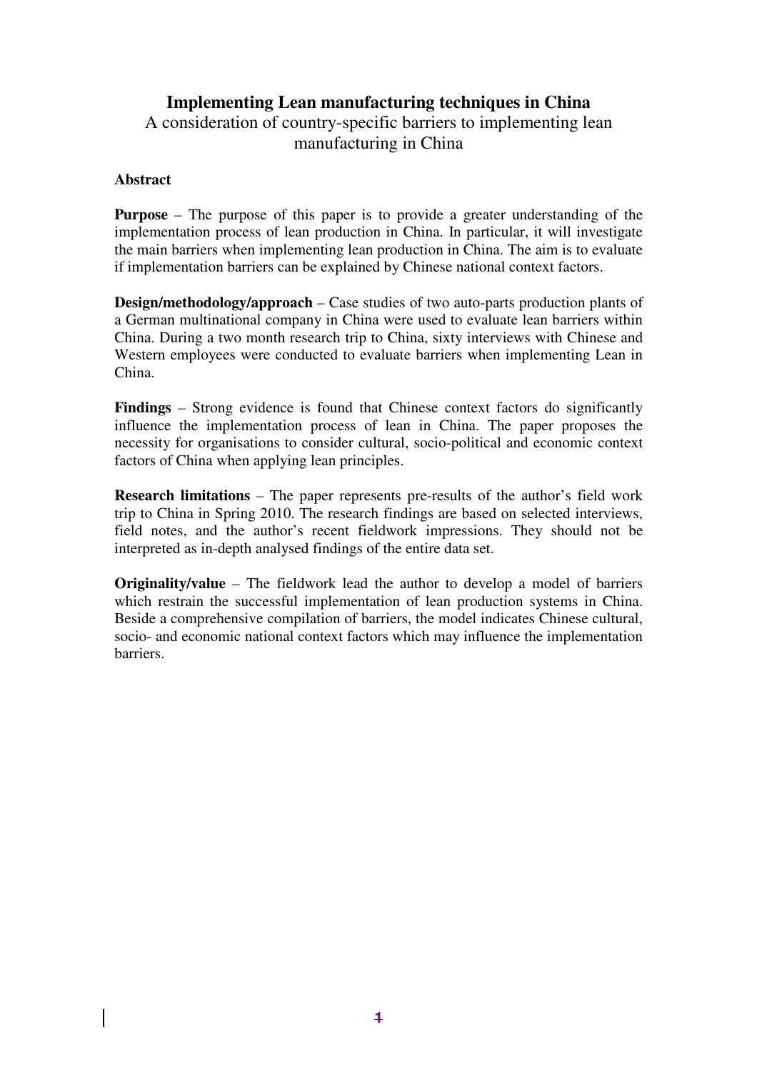# Implementing Lean manufacturing techniques in China

## A consideration of country-specific barriers to implementing lean manufacturing in China

### Abstract

**Purpose** – The purpose of this paper is to provide a greater understanding of the implementation process of lean production in China. In particular, it will investigate the main barriers when implementing lean production in China. The aim is to evaluate if implementation barriers can be explained by Chinese national context factors.

**Design/methodology/approach** – Case studies of two auto-parts production plants of a German multinational company in China were used to evaluate lean barriers within China. During a two month research trip to China, sixty interviews with Chinese and Western employees were conducted to evaluate barriers when implementing Lean in China.

**Findings** – Strong evidence is found that Chinese context factors do significantly influence the implementation process of lean in China. The paper proposes the necessity for organisations to consider cultural, socio-political and economic context factors of China when applying lean principles.

**Research limitations** – The paper represents pre-results of the author's field work trip to China in Spring 2010. The research findings are based on selected interviews, field notes, and the author's recent fieldwork impressions. They should not be interpreted as in-depth analysed findings of the entire data set.

**Originality/value** – The fieldwork lead the author to develop a model of barriers which restrain the successful implementation of lean production systems in China. Beside a comprehensive compilation of barriers, the model indicates Chinese cultural, socio- and economic national context factors which may influence the implementation barriers.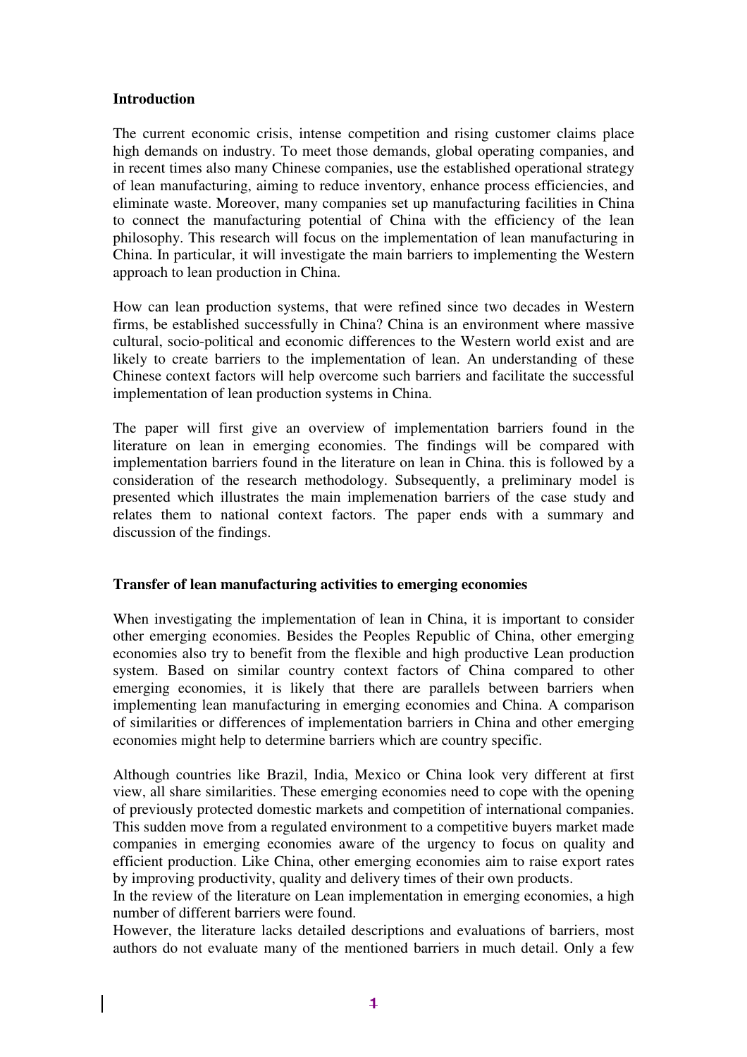**Introduction**

The current economic crisis, intense competition and rising customer claims place high demands on industry. To meet those demands, global operating companies, and in recent times also many Chinese companies, use the established operational strategy of lean manufacturing, aiming to reduce inventory, enhance process efficiencies, and eliminate waste. Moreover, many companies set up manufacturing facilities in China to connect the manufacturing potential of China with the efficiency of the lean philosophy. This research will focus on the implementation of lean manufacturing in China. In particular, it will investigate the main barriers to implementing the Western approach to lean production in China.

How can lean production systems, that were refined since two decades in Western firms, be established successfully in China? China is an environment where massive cultural, socio-political and economic differences to the Western world exist and are likely to create barriers to the implementation of lean. An understanding of these Chinese context factors will help overcome such barriers and facilitate the successful implementation of lean production systems in China.

The paper will first give an overview of implementation barriers found in the literature on lean in emerging economies. The findings will be compared with implementation barriers found in the literature on lean in China. this is followed by a consideration of the research methodology. Subsequently, a preliminary model is presented which illustrates the main implemenation barriers of the case study and relates them to national context factors. The paper ends with a summary and discussion of the findings.

**Transfer of lean manufacturing activities to emerging economies**

When investigating the implementation of lean in China, it is important to consider other emerging economies. Besides the Peoples Republic of China, other emerging economies also try to benefit from the flexible and high productive Lean production system. Based on similar country context factors of China compared to other emerging economies, it is likely that there are parallels between barriers when implementing lean manufacturing in emerging economies and China. A comparison of similarities or differences of implementation barriers in China and other emerging economies might help to determine barriers which are country specific.

Although countries like Brazil, India, Mexico or China look very different at first view, all share similarities. These emerging economies need to cope with the opening of previously protected domestic markets and competition of international companies. This sudden move from a regulated environment to a competitive buyers market made companies in emerging economies aware of the urgency to focus on quality and efficient production. Like China, other emerging economies aim to raise export rates by improving productivity, quality and delivery times of their own products.
In the review of the literature on Lean implementation in emerging economies, a high number of different barriers were found.
However, the literature lacks detailed descriptions and evaluations of barriers, most authors do not evaluate many of the mentioned barriers in much detail. Only a few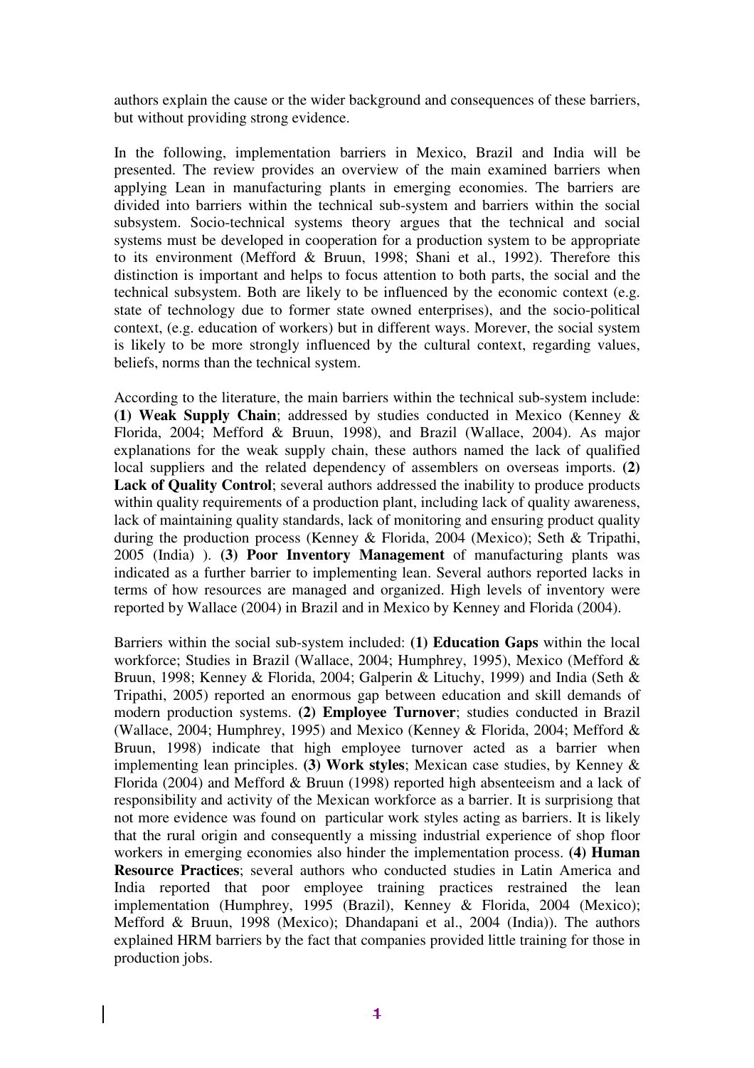authors explain the cause or the wider background and consequences of these barriers, but without providing strong evidence.

In the following, implementation barriers in Mexico, Brazil and India will be presented. The review provides an overview of the main examined barriers when applying Lean in manufacturing plants in emerging economies. The barriers are divided into barriers within the technical sub-system and barriers within the social subsystem. Socio-technical systems theory argues that the technical and social systems must be developed in cooperation for a production system to be appropriate to its environment (Mefford & Bruun, 1998; Shani et al., 1992). Therefore this distinction is important and helps to focus attention to both parts, the social and the technical subsystem. Both are likely to be influenced by the economic context (e.g. state of technology due to former state owned enterprises), and the socio-political context, (e.g. education of workers) but in different ways. Morever, the social system is likely to be more strongly influenced by the cultural context, regarding values, beliefs, norms than the technical system.

According to the literature, the main barriers within the technical sub-system include: **(1) Weak Supply Chain**; addressed by studies conducted in Mexico (Kenney & Florida, 2004; Mefford & Bruun, 1998), and Brazil (Wallace, 2004). As major explanations for the weak supply chain, these authors named the lack of qualified local suppliers and the related dependency of assemblers on overseas imports. **(2) Lack of Quality Control**; several authors addressed the inability to produce products within quality requirements of a production plant, including lack of quality awareness, lack of maintaining quality standards, lack of monitoring and ensuring product quality during the production process (Kenney & Florida, 2004 (Mexico); Seth & Tripathi, 2005 (India) ). **(3) Poor Inventory Management** of manufacturing plants was indicated as a further barrier to implementing lean. Several authors reported lacks in terms of how resources are managed and organized. High levels of inventory were reported by Wallace (2004) in Brazil and in Mexico by Kenney and Florida (2004).

Barriers within the social sub-system included: **(1) Education Gaps** within the local workforce; Studies in Brazil (Wallace, 2004; Humphrey, 1995), Mexico (Mefford & Bruun, 1998; Kenney & Florida, 2004; Galperin & Lituchy, 1999) and India (Seth & Tripathi, 2005) reported an enormous gap between education and skill demands of modern production systems. **(2) Employee Turnover**; studies conducted in Brazil (Wallace, 2004; Humphrey, 1995) and Mexico (Kenney & Florida, 2004; Mefford & Bruun, 1998) indicate that high employee turnover acted as a barrier when implementing lean principles. **(3) Work styles**; Mexican case studies, by Kenney & Florida (2004) and Mefford & Bruun (1998) reported high absenteeism and a lack of responsibility and activity of the Mexican workforce as a barrier. It is surprisiong that not more evidence was found on particular work styles acting as barriers. It is likely that the rural origin and consequently a missing industrial experience of shop floor workers in emerging economies also hinder the implementation process. **(4) Human Resource Practices**; several authors who conducted studies in Latin America and India reported that poor employee training practices restrained the lean implementation (Humphrey, 1995 (Brazil), Kenney & Florida, 2004 (Mexico); Mefford & Bruun, 1998 (Mexico); Dhandapani et al., 2004 (India)). The authors explained HRM barriers by the fact that companies provided little training for those in production jobs.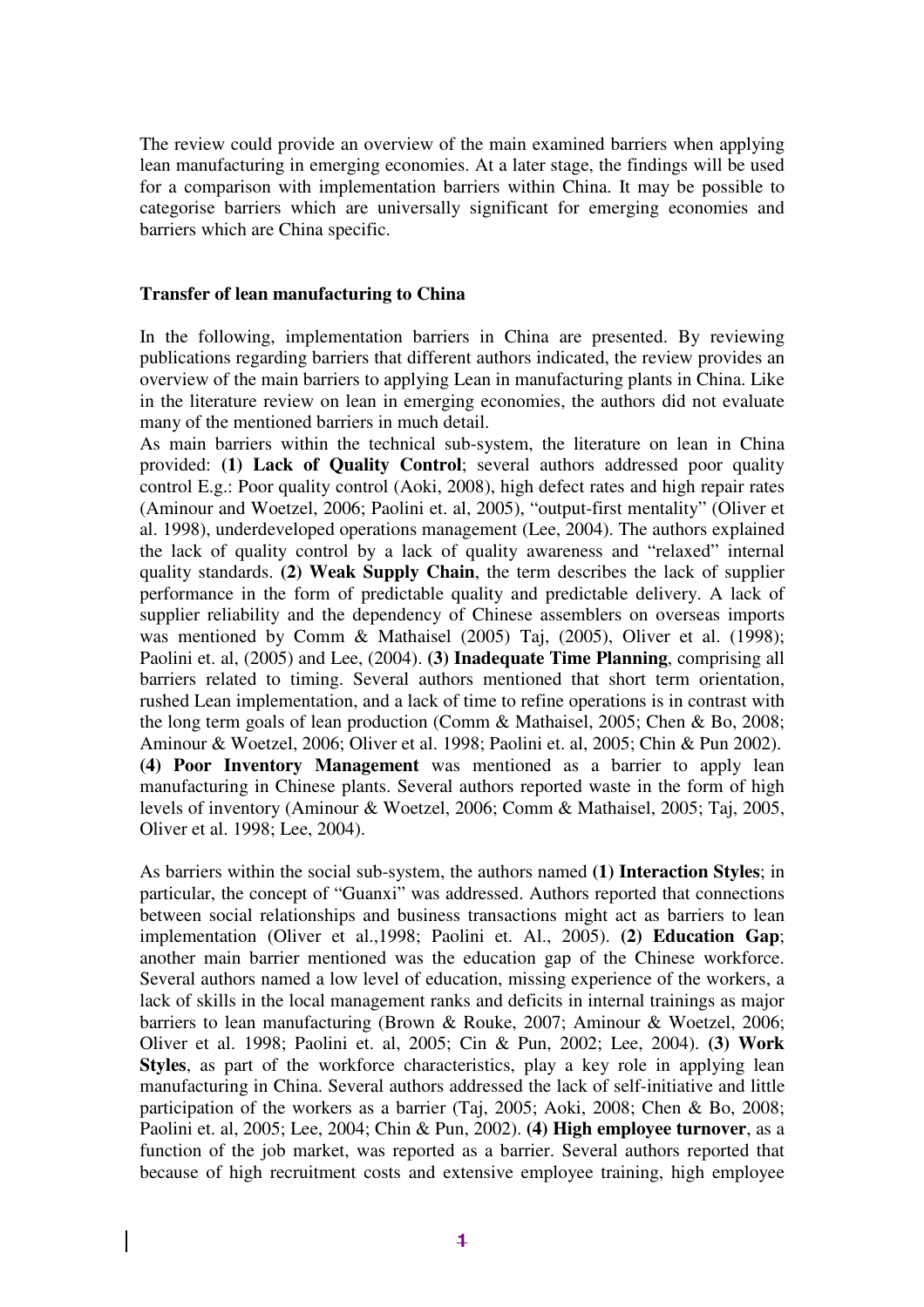The review could provide an overview of the main examined barriers when applying lean manufacturing in emerging economies. At a later stage, the findings will be used for a comparison with implementation barriers within China. It may be possible to categorise barriers which are universally significant for emerging economies and barriers which are China specific.

### Transfer of lean manufacturing to China

In the following, implementation barriers in China are presented. By reviewing publications regarding barriers that different authors indicated, the review provides an overview of the main barriers to applying Lean in manufacturing plants in China. Like in the literature review on lean in emerging economies, the authors did not evaluate many of the mentioned barriers in much detail.

As main barriers within the technical sub-system, the literature on lean in China provided: **(1) Lack of Quality Control**; several authors addressed poor quality control E.g.: Poor quality control (Aoki, 2008), high defect rates and high repair rates (Aminour and Woetzel, 2006; Paolini et. al, 2005), "output-first mentality" (Oliver et al. 1998), underdeveloped operations management (Lee, 2004). The authors explained the lack of quality control by a lack of quality awareness and "relaxed" internal quality standards. **(2) Weak Supply Chain**, the term describes the lack of supplier performance in the form of predictable quality and predictable delivery. A lack of supplier reliability and the dependency of Chinese assemblers on overseas imports was mentioned by Comm & Mathaisel (2005) Taj, (2005), Oliver et al. (1998); Paolini et. al, (2005) and Lee, (2004). **(3) Inadequate Time Planning**, comprising all barriers related to timing. Several authors mentioned that short term orientation, rushed Lean implementation, and a lack of time to refine operations is in contrast with the long term goals of lean production (Comm & Mathaisel, 2005; Chen & Bo, 2008; Aminour & Woetzel, 2006; Oliver et al. 1998; Paolini et. al, 2005; Chin & Pun 2002). **(4) Poor Inventory Management** was mentioned as a barrier to apply lean manufacturing in Chinese plants. Several authors reported waste in the form of high levels of inventory (Aminour & Woetzel, 2006; Comm & Mathaisel, 2005; Taj, 2005, Oliver et al. 1998; Lee, 2004).

As barriers within the social sub-system, the authors named **(1) Interaction Styles**; in particular, the concept of "Guanxi" was addressed. Authors reported that connections between social relationships and business transactions might act as barriers to lean implementation (Oliver et al.,1998; Paolini et. Al., 2005). **(2) Education Gap**; another main barrier mentioned was the education gap of the Chinese workforce. Several authors named a low level of education, missing experience of the workers, a lack of skills in the local management ranks and deficits in internal trainings as major barriers to lean manufacturing (Brown & Rouke, 2007; Aminour & Woetzel, 2006; Oliver et al. 1998; Paolini et. al, 2005; Cin & Pun, 2002; Lee, 2004). **(3) Work Styles**, as part of the workforce characteristics, play a key role in applying lean manufacturing in China. Several authors addressed the lack of self-initiative and little participation of the workers as a barrier (Taj, 2005; Aoki, 2008; Chen & Bo, 2008; Paolini et. al, 2005; Lee, 2004; Chin & Pun, 2002). **(4) High employee turnover**, as a function of the job market, was reported as a barrier. Several authors reported that because of high recruitment costs and extensive employee training, high employee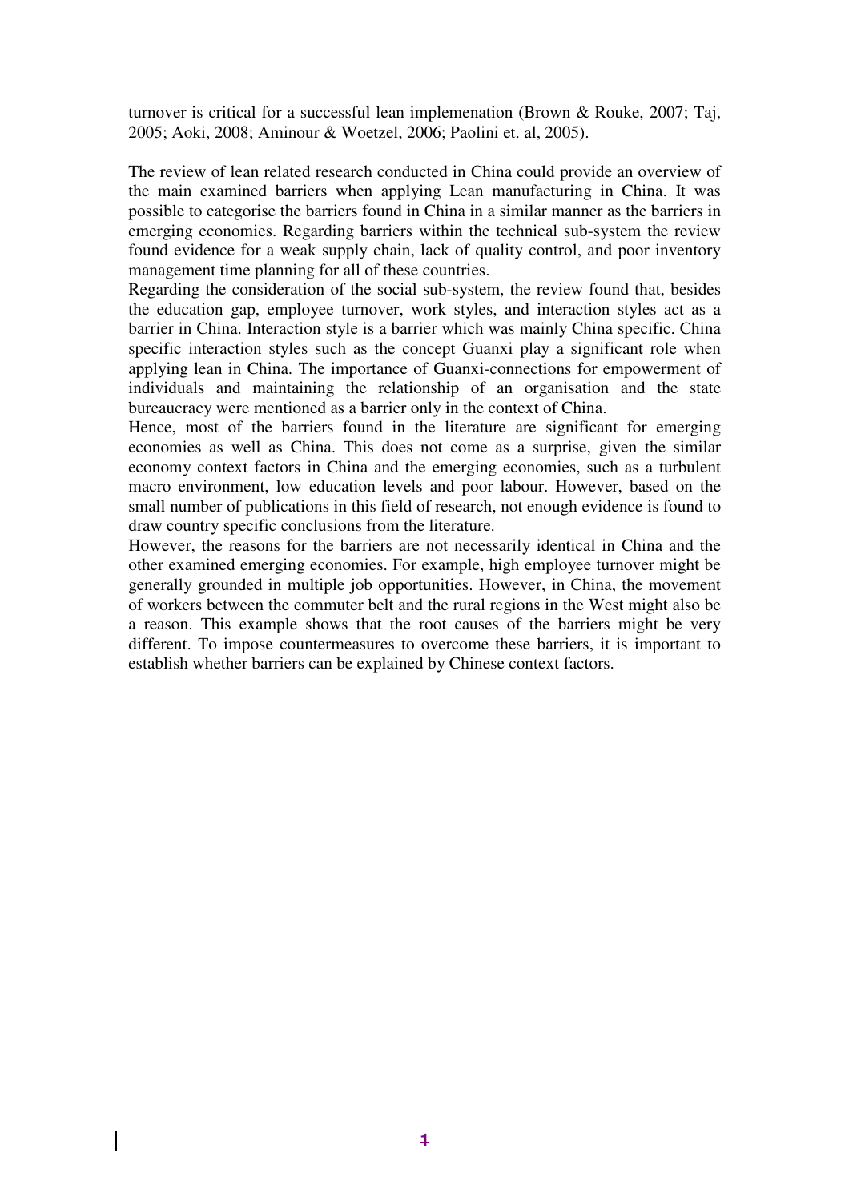turnover is critical for a successful lean implemenation (Brown & Rouke, 2007; Taj, 2005; Aoki, 2008; Aminour & Woetzel, 2006; Paolini et. al, 2005).

The review of lean related research conducted in China could provide an overview of the main examined barriers when applying Lean manufacturing in China. It was possible to categorise the barriers found in China in a similar manner as the barriers in emerging economies. Regarding barriers within the technical sub-system the review found evidence for a weak supply chain, lack of quality control, and poor inventory management time planning for all of these countries.

Regarding the consideration of the social sub-system, the review found that, besides the education gap, employee turnover, work styles, and interaction styles act as a barrier in China. Interaction style is a barrier which was mainly China specific. China specific interaction styles such as the concept Guanxi play a significant role when applying lean in China. The importance of Guanxi-connections for empowerment of individuals and maintaining the relationship of an organisation and the state bureaucracy were mentioned as a barrier only in the context of China.

Hence, most of the barriers found in the literature are significant for emerging economies as well as China. This does not come as a surprise, given the similar economy context factors in China and the emerging economies, such as a turbulent macro environment, low education levels and poor labour. However, based on the small number of publications in this field of research, not enough evidence is found to draw country specific conclusions from the literature.

However, the reasons for the barriers are not necessarily identical in China and the other examined emerging economies. For example, high employee turnover might be generally grounded in multiple job opportunities. However, in China, the movement of workers between the commuter belt and the rural regions in the West might also be a reason. This example shows that the root causes of the barriers might be very different. To impose countermeasures to overcome these barriers, it is important to establish whether barriers can be explained by Chinese context factors.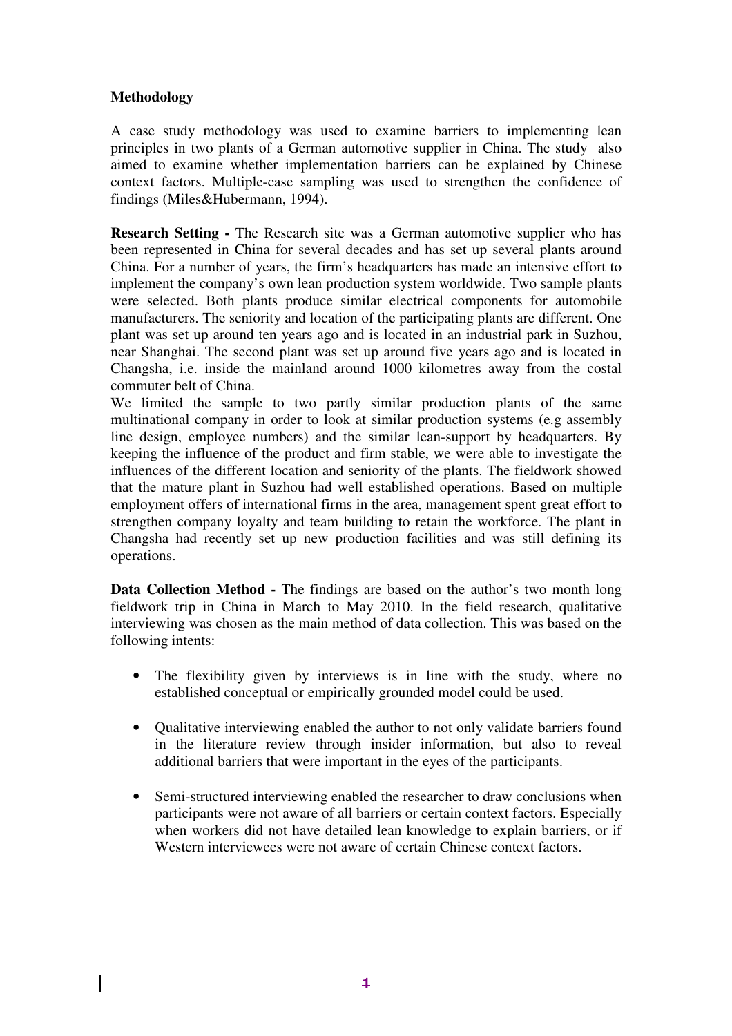## Methodology

A case study methodology was used to examine barriers to implementing lean principles in two plants of a German automotive supplier in China. The study also aimed to examine whether implementation barriers can be explained by Chinese context factors. Multiple-case sampling was used to strengthen the confidence of findings (Miles&Hubermann, 1994).

**Research Setting -** The Research site was a German automotive supplier who has been represented in China for several decades and has set up several plants around China. For a number of years, the firm's headquarters has made an intensive effort to implement the company's own lean production system worldwide. Two sample plants were selected. Both plants produce similar electrical components for automobile manufacturers. The seniority and location of the participating plants are different. One plant was set up around ten years ago and is located in an industrial park in Suzhou, near Shanghai. The second plant was set up around five years ago and is located in Changsha, i.e. inside the mainland around 1000 kilometres away from the costal commuter belt of China.

We limited the sample to two partly similar production plants of the same multinational company in order to look at similar production systems (e.g assembly line design, employee numbers) and the similar lean-support by headquarters. By keeping the influence of the product and firm stable, we were able to investigate the influences of the different location and seniority of the plants. The fieldwork showed that the mature plant in Suzhou had well established operations. Based on multiple employment offers of international firms in the area, management spent great effort to strengthen company loyalty and team building to retain the workforce. The plant in Changsha had recently set up new production facilities and was still defining its operations.

**Data Collection Method -** The findings are based on the author's two month long fieldwork trip in China in March to May 2010. In the field research, qualitative interviewing was chosen as the main method of data collection. This was based on the following intents:

- The flexibility given by interviews is in line with the study, where no established conceptual or empirically grounded model could be used.
- Qualitative interviewing enabled the author to not only validate barriers found in the literature review through insider information, but also to reveal additional barriers that were important in the eyes of the participants.
- Semi-structured interviewing enabled the researcher to draw conclusions when participants were not aware of all barriers or certain context factors. Especially when workers did not have detailed lean knowledge to explain barriers, or if Western interviewees were not aware of certain Chinese context factors.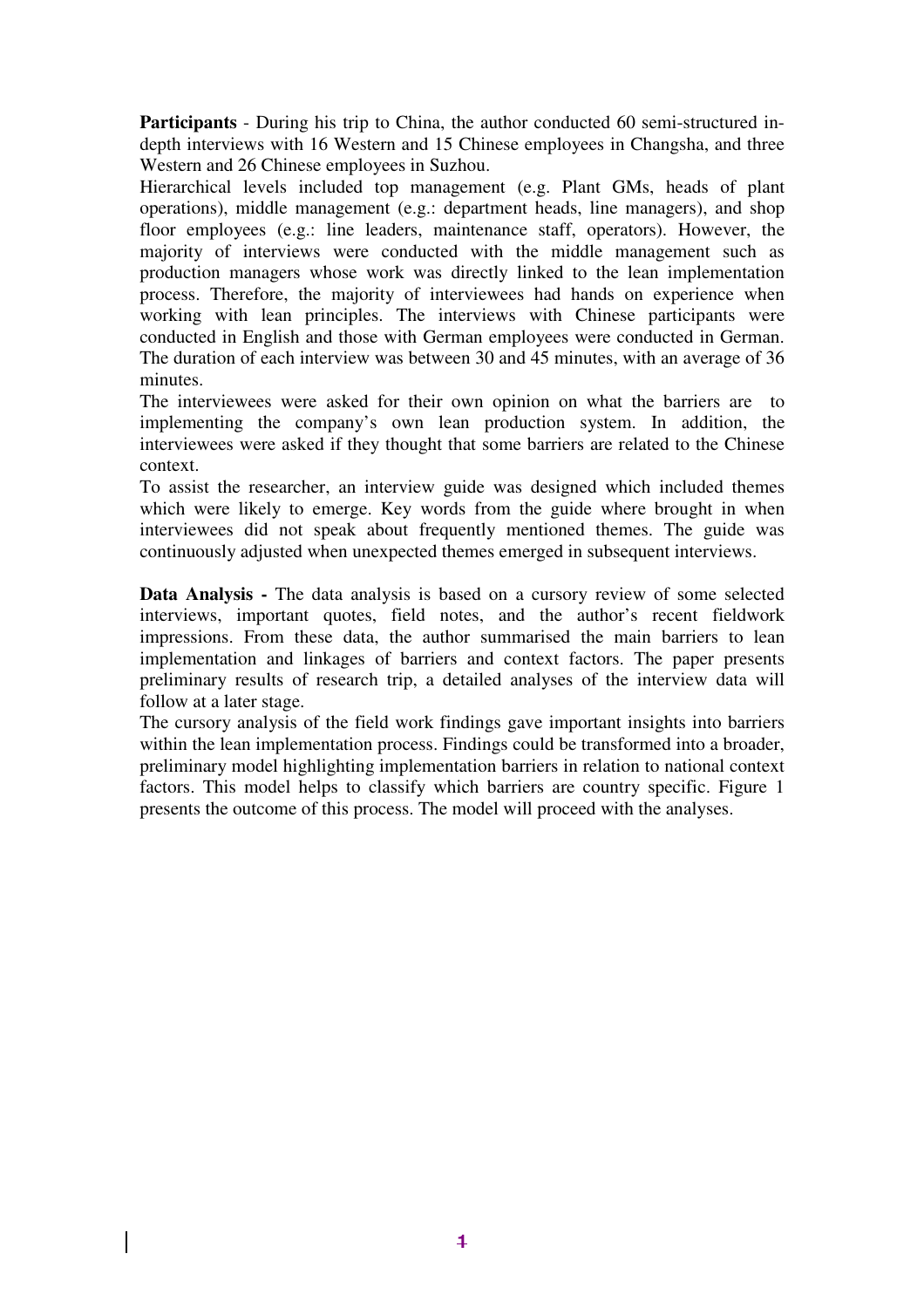**Participants** - During his trip to China, the author conducted 60 semi-structured in-depth interviews with 16 Western and 15 Chinese employees in Changsha, and three Western and 26 Chinese employees in Suzhou.

Hierarchical levels included top management (e.g. Plant GMs, heads of plant operations), middle management (e.g.: department heads, line managers), and shop floor employees (e.g.: line leaders, maintenance staff, operators). However, the majority of interviews were conducted with the middle management such as production managers whose work was directly linked to the lean implementation process. Therefore, the majority of interviewees had hands on experience when working with lean principles. The interviews with Chinese participants were conducted in English and those with German employees were conducted in German. The duration of each interview was between 30 and 45 minutes, with an average of 36 minutes.

The interviewees were asked for their own opinion on what the barriers are to implementing the company's own lean production system. In addition, the interviewees were asked if they thought that some barriers are related to the Chinese context.

To assist the researcher, an interview guide was designed which included themes which were likely to emerge. Key words from the guide where brought in when interviewees did not speak about frequently mentioned themes. The guide was continuously adjusted when unexpected themes emerged in subsequent interviews.

**Data Analysis -** The data analysis is based on a cursory review of some selected interviews, important quotes, field notes, and the author's recent fieldwork impressions. From these data, the author summarised the main barriers to lean implementation and linkages of barriers and context factors. The paper presents preliminary results of research trip, a detailed analyses of the interview data will follow at a later stage.

The cursory analysis of the field work findings gave important insights into barriers within the lean implementation process. Findings could be transformed into a broader, preliminary model highlighting implementation barriers in relation to national context factors. This model helps to classify which barriers are country specific. Figure 1 presents the outcome of this process. The model will proceed with the analyses.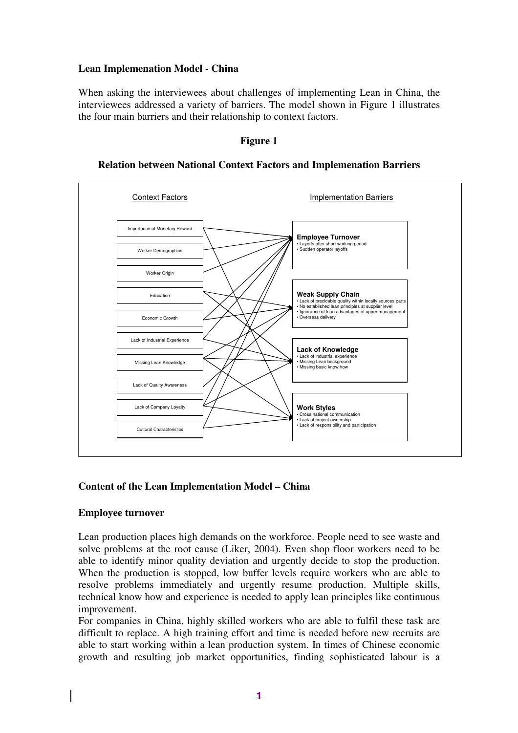**Lean Implemenation Model - China**

When asking the interviewees about challenges of implementing Lean in China, the interviewees addressed a variety of barriers. The model shown in Figure 1 illustrates the four main barriers and their relationship to context factors.

**Figure 1**

**Relation between National Context Factors and Implemenation Barriers**

Context Factors

- Importance of Monetary Reward
- Worker Demographics
- Worker Origin
- Education
- Economic Growth
- Lack of Industrial Experience
- Missing Lean Knowledge
- Lack of Quality Awareness
- Lack of Company Loyalty
- Cultural Characteristics

Implementation Barriers

**Employee Turnover**
- Layoffs after short working period
- Sudden operator layoffs

**Weak Supply Chain**
- Lack of predicable quality within locally sources parts
- No established lean principles at supplier level
- Ignorance of lean advantages of upper management
- Overseas delivery

**Lack of Knowledge**
- Lack of industrial experience
- Missing Lean background
- Missing basic know how

**Work Styles**
- Cross national communication
- Lack of project ownership
- Lack of responsibility and participation

**Content of the Lean Implementation Model – China**

**Employee turnover**

Lean production places high demands on the workforce. People need to see waste and solve problems at the root cause (Liker, 2004). Even shop floor workers need to be able to identify minor quality deviation and urgently decide to stop the production. When the production is stopped, low buffer levels require workers who are able to resolve problems immediately and urgently resume production. Multiple skills, technical know how and experience is needed to apply lean principles like continuous improvement.

For companies in China, highly skilled workers who are able to fulfil these task are difficult to replace. A high training effort and time is needed before new recruits are able to start working within a lean production system. In times of Chinese economic growth and resulting job market opportunities, finding sophisticated labour is a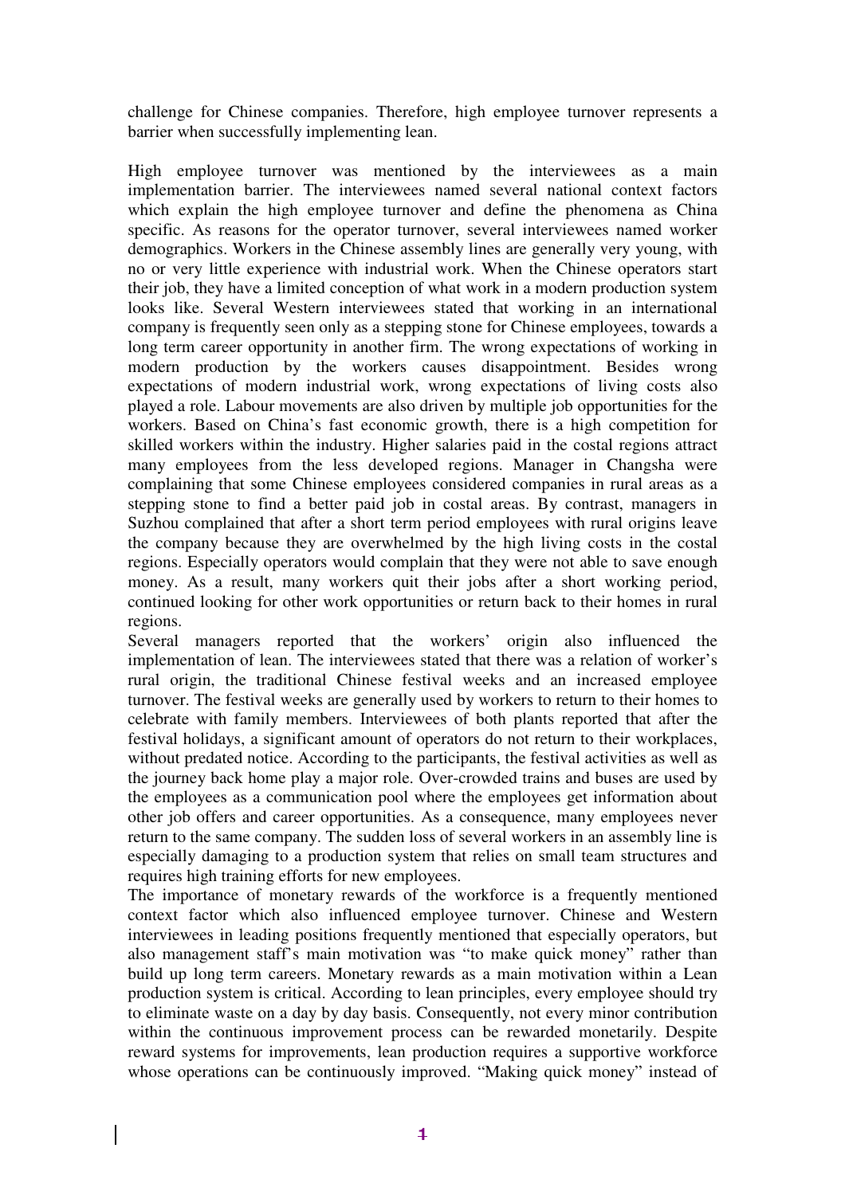challenge for Chinese companies. Therefore, high employee turnover represents a barrier when successfully implementing lean.

High employee turnover was mentioned by the interviewees as a main implementation barrier. The interviewees named several national context factors which explain the high employee turnover and define the phenomena as China specific. As reasons for the operator turnover, several interviewees named worker demographics. Workers in the Chinese assembly lines are generally very young, with no or very little experience with industrial work. When the Chinese operators start their job, they have a limited conception of what work in a modern production system looks like. Several Western interviewees stated that working in an international company is frequently seen only as a stepping stone for Chinese employees, towards a long term career opportunity in another firm. The wrong expectations of working in modern production by the workers causes disappointment. Besides wrong expectations of modern industrial work, wrong expectations of living costs also played a role. Labour movements are also driven by multiple job opportunities for the workers. Based on China's fast economic growth, there is a high competition for skilled workers within the industry. Higher salaries paid in the costal regions attract many employees from the less developed regions. Manager in Changsha were complaining that some Chinese employees considered companies in rural areas as a stepping stone to find a better paid job in costal areas. By contrast, managers in Suzhou complained that after a short term period employees with rural origins leave the company because they are overwhelmed by the high living costs in the costal regions. Especially operators would complain that they were not able to save enough money. As a result, many workers quit their jobs after a short working period, continued looking for other work opportunities or return back to their homes in rural regions.

Several managers reported that the workers' origin also influenced the implementation of lean. The interviewees stated that there was a relation of worker's rural origin, the traditional Chinese festival weeks and an increased employee turnover. The festival weeks are generally used by workers to return to their homes to celebrate with family members. Interviewees of both plants reported that after the festival holidays, a significant amount of operators do not return to their workplaces, without predated notice. According to the participants, the festival activities as well as the journey back home play a major role. Over-crowded trains and buses are used by the employees as a communication pool where the employees get information about other job offers and career opportunities. As a consequence, many employees never return to the same company. The sudden loss of several workers in an assembly line is especially damaging to a production system that relies on small team structures and requires high training efforts for new employees.

The importance of monetary rewards of the workforce is a frequently mentioned context factor which also influenced employee turnover. Chinese and Western interviewees in leading positions frequently mentioned that especially operators, but also management staff's main motivation was "to make quick money" rather than build up long term careers. Monetary rewards as a main motivation within a Lean production system is critical. According to lean principles, every employee should try to eliminate waste on a day by day basis. Consequently, not every minor contribution within the continuous improvement process can be rewarded monetarily. Despite reward systems for improvements, lean production requires a supportive workforce whose operations can be continuously improved. "Making quick money" instead of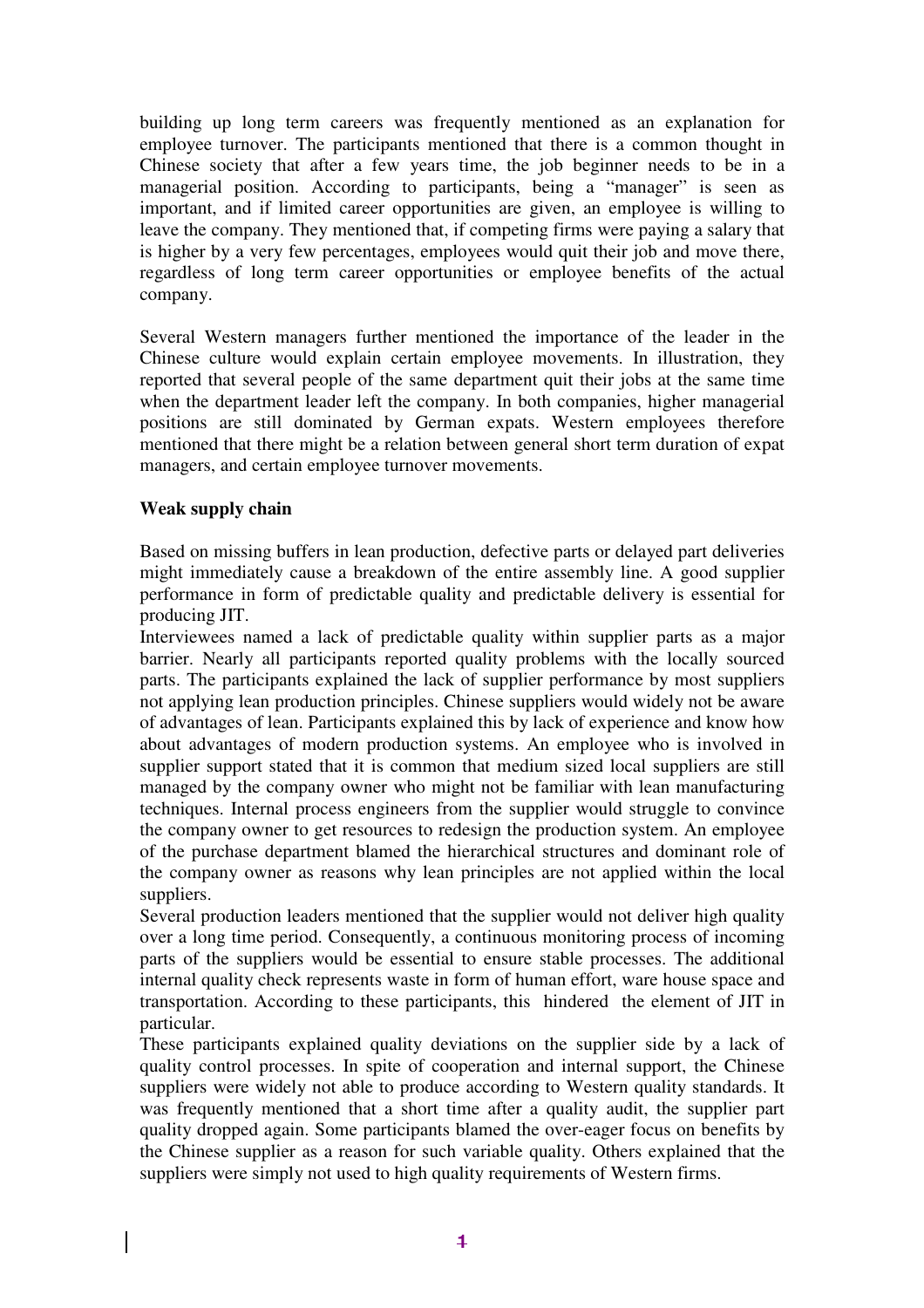building up long term careers was frequently mentioned as an explanation for employee turnover. The participants mentioned that there is a common thought in Chinese society that after a few years time, the job beginner needs to be in a managerial position. According to participants, being a "manager" is seen as important, and if limited career opportunities are given, an employee is willing to leave the company. They mentioned that, if competing firms were paying a salary that is higher by a very few percentages, employees would quit their job and move there, regardless of long term career opportunities or employee benefits of the actual company.

Several Western managers further mentioned the importance of the leader in the Chinese culture would explain certain employee movements. In illustration, they reported that several people of the same department quit their jobs at the same time when the department leader left the company. In both companies, higher managerial positions are still dominated by German expats. Western employees therefore mentioned that there might be a relation between general short term duration of expat managers, and certain employee turnover movements.

**Weak supply chain**

Based on missing buffers in lean production, defective parts or delayed part deliveries might immediately cause a breakdown of the entire assembly line. A good supplier performance in form of predictable quality and predictable delivery is essential for producing JIT.

Interviewees named a lack of predictable quality within supplier parts as a major barrier. Nearly all participants reported quality problems with the locally sourced parts. The participants explained the lack of supplier performance by most suppliers not applying lean production principles. Chinese suppliers would widely not be aware of advantages of lean. Participants explained this by lack of experience and know how about advantages of modern production systems. An employee who is involved in supplier support stated that it is common that medium sized local suppliers are still managed by the company owner who might not be familiar with lean manufacturing techniques. Internal process engineers from the supplier would struggle to convince the company owner to get resources to redesign the production system. An employee of the purchase department blamed the hierarchical structures and dominant role of the company owner as reasons why lean principles are not applied within the local suppliers.

Several production leaders mentioned that the supplier would not deliver high quality over a long time period. Consequently, a continuous monitoring process of incoming parts of the suppliers would be essential to ensure stable processes. The additional internal quality check represents waste in form of human effort, ware house space and transportation. According to these participants, this hindered the element of JIT in particular.

These participants explained quality deviations on the supplier side by a lack of quality control processes. In spite of cooperation and internal support, the Chinese suppliers were widely not able to produce according to Western quality standards. It was frequently mentioned that a short time after a quality audit, the supplier part quality dropped again. Some participants blamed the over-eager focus on benefits by the Chinese supplier as a reason for such variable quality. Others explained that the suppliers were simply not used to high quality requirements of Western firms.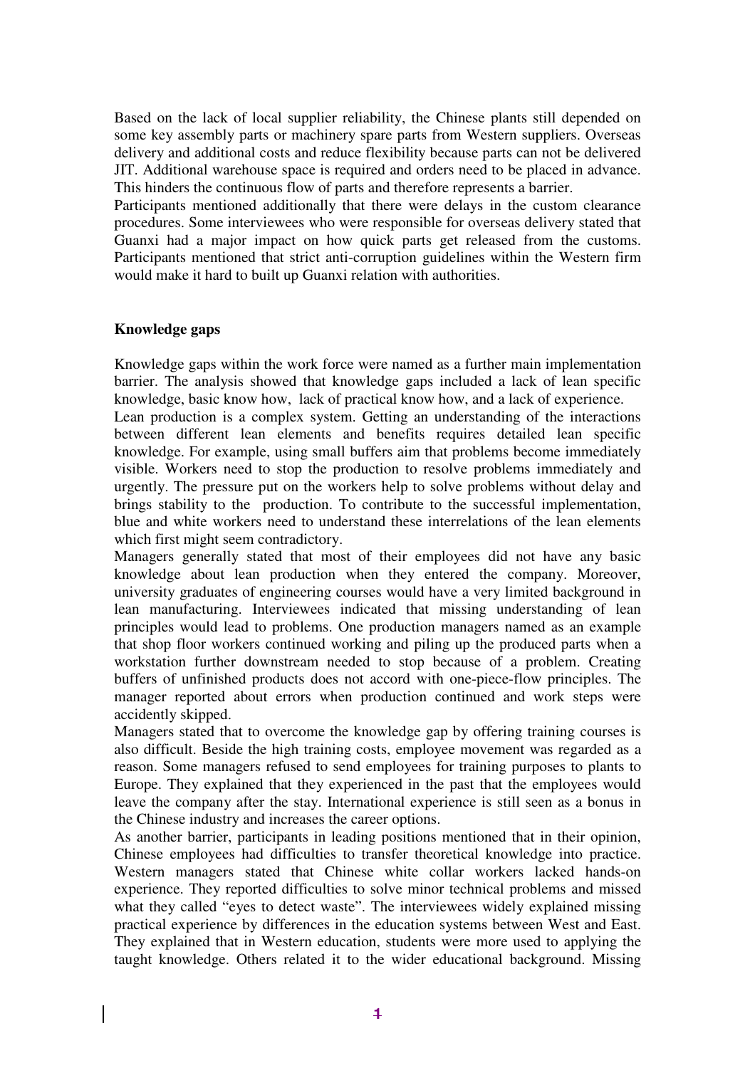Based on the lack of local supplier reliability, the Chinese plants still depended on some key assembly parts or machinery spare parts from Western suppliers. Overseas delivery and additional costs and reduce flexibility because parts can not be delivered JIT. Additional warehouse space is required and orders need to be placed in advance. This hinders the continuous flow of parts and therefore represents a barrier.

Participants mentioned additionally that there were delays in the custom clearance procedures. Some interviewees who were responsible for overseas delivery stated that Guanxi had a major impact on how quick parts get released from the customs. Participants mentioned that strict anti-corruption guidelines within the Western firm would make it hard to built up Guanxi relation with authorities.

**Knowledge gaps**

Knowledge gaps within the work force were named as a further main implementation barrier. The analysis showed that knowledge gaps included a lack of lean specific knowledge, basic know how, lack of practical know how, and a lack of experience.

Lean production is a complex system. Getting an understanding of the interactions between different lean elements and benefits requires detailed lean specific knowledge. For example, using small buffers aim that problems become immediately visible. Workers need to stop the production to resolve problems immediately and urgently. The pressure put on the workers help to solve problems without delay and brings stability to the production. To contribute to the successful implementation, blue and white workers need to understand these interrelations of the lean elements which first might seem contradictory.

Managers generally stated that most of their employees did not have any basic knowledge about lean production when they entered the company. Moreover, university graduates of engineering courses would have a very limited background in lean manufacturing. Interviewees indicated that missing understanding of lean principles would lead to problems. One production managers named as an example that shop floor workers continued working and piling up the produced parts when a workstation further downstream needed to stop because of a problem. Creating buffers of unfinished products does not accord with one-piece-flow principles. The manager reported about errors when production continued and work steps were accidently skipped.

Managers stated that to overcome the knowledge gap by offering training courses is also difficult. Beside the high training costs, employee movement was regarded as a reason. Some managers refused to send employees for training purposes to plants to Europe. They explained that they experienced in the past that the employees would leave the company after the stay. International experience is still seen as a bonus in the Chinese industry and increases the career options.

As another barrier, participants in leading positions mentioned that in their opinion, Chinese employees had difficulties to transfer theoretical knowledge into practice. Western managers stated that Chinese white collar workers lacked hands-on experience. They reported difficulties to solve minor technical problems and missed what they called "eyes to detect waste". The interviewees widely explained missing practical experience by differences in the education systems between West and East. They explained that in Western education, students were more used to applying the taught knowledge. Others related it to the wider educational background. Missing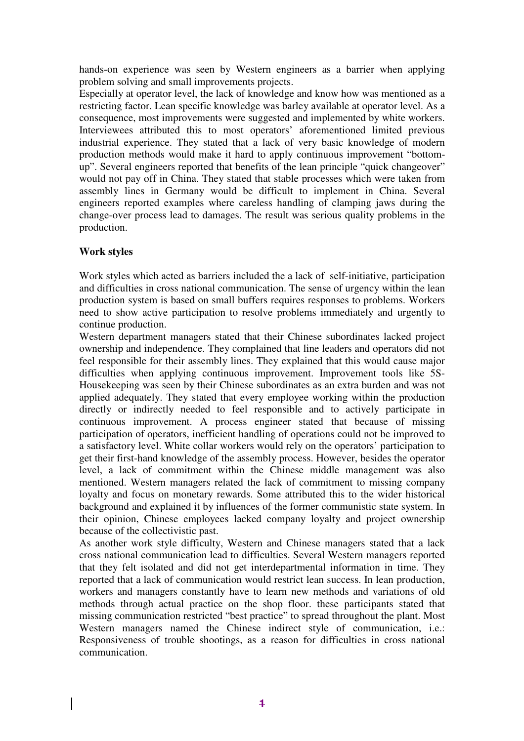hands-on experience was seen by Western engineers as a barrier when applying problem solving and small improvements projects.

Especially at operator level, the lack of knowledge and know how was mentioned as a restricting factor. Lean specific knowledge was barley available at operator level. As a consequence, most improvements were suggested and implemented by white workers. Interviewees attributed this to most operators' aforementioned limited previous industrial experience. They stated that a lack of very basic knowledge of modern production methods would make it hard to apply continuous improvement "bottom-up". Several engineers reported that benefits of the lean principle "quick changeover" would not pay off in China. They stated that stable processes which were taken from assembly lines in Germany would be difficult to implement in China. Several engineers reported examples where careless handling of clamping jaws during the change-over process lead to damages. The result was serious quality problems in the production.

**Work styles**

Work styles which acted as barriers included the a lack of self-initiative, participation and difficulties in cross national communication. The sense of urgency within the lean production system is based on small buffers requires responses to problems. Workers need to show active participation to resolve problems immediately and urgently to continue production.

Western department managers stated that their Chinese subordinates lacked project ownership and independence. They complained that line leaders and operators did not feel responsible for their assembly lines. They explained that this would cause major difficulties when applying continuous improvement. Improvement tools like 5S-Housekeeping was seen by their Chinese subordinates as an extra burden and was not applied adequately. They stated that every employee working within the production directly or indirectly needed to feel responsible and to actively participate in continuous improvement. A process engineer stated that because of missing participation of operators, inefficient handling of operations could not be improved to a satisfactory level. White collar workers would rely on the operators' participation to get their first-hand knowledge of the assembly process. However, besides the operator level, a lack of commitment within the Chinese middle management was also mentioned. Western managers related the lack of commitment to missing company loyalty and focus on monetary rewards. Some attributed this to the wider historical background and explained it by influences of the former communistic state system. In their opinion, Chinese employees lacked company loyalty and project ownership because of the collectivistic past.

As another work style difficulty, Western and Chinese managers stated that a lack cross national communication lead to difficulties. Several Western managers reported that they felt isolated and did not get interdepartmental information in time. They reported that a lack of communication would restrict lean success. In lean production, workers and managers constantly have to learn new methods and variations of old methods through actual practice on the shop floor. these participants stated that missing communication restricted "best practice" to spread throughout the plant. Most Western managers named the Chinese indirect style of communication, i.e.: Responsiveness of trouble shootings, as a reason for difficulties in cross national communication.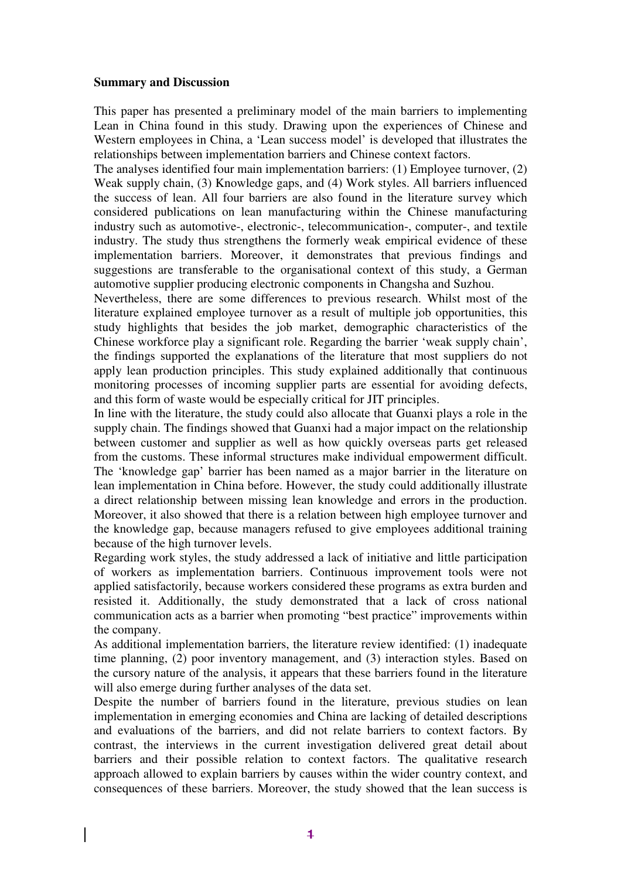**Summary and Discussion**

This paper has presented a preliminary model of the main barriers to implementing Lean in China found in this study. Drawing upon the experiences of Chinese and Western employees in China, a 'Lean success model' is developed that illustrates the relationships between implementation barriers and Chinese context factors.

The analyses identified four main implementation barriers: (1) Employee turnover, (2) Weak supply chain, (3) Knowledge gaps, and (4) Work styles. All barriers influenced the success of lean. All four barriers are also found in the literature survey which considered publications on lean manufacturing within the Chinese manufacturing industry such as automotive-, electronic-, telecommunication-, computer-, and textile industry. The study thus strengthens the formerly weak empirical evidence of these implementation barriers. Moreover, it demonstrates that previous findings and suggestions are transferable to the organisational context of this study, a German automotive supplier producing electronic components in Changsha and Suzhou.

Nevertheless, there are some differences to previous research. Whilst most of the literature explained employee turnover as a result of multiple job opportunities, this study highlights that besides the job market, demographic characteristics of the Chinese workforce play a significant role. Regarding the barrier 'weak supply chain', the findings supported the explanations of the literature that most suppliers do not apply lean production principles. This study explained additionally that continuous monitoring processes of incoming supplier parts are essential for avoiding defects, and this form of waste would be especially critical for JIT principles.

In line with the literature, the study could also allocate that Guanxi plays a role in the supply chain. The findings showed that Guanxi had a major impact on the relationship between customer and supplier as well as how quickly overseas parts get released from the customs. These informal structures make individual empowerment difficult. The 'knowledge gap' barrier has been named as a major barrier in the literature on lean implementation in China before. However, the study could additionally illustrate a direct relationship between missing lean knowledge and errors in the production. Moreover, it also showed that there is a relation between high employee turnover and the knowledge gap, because managers refused to give employees additional training because of the high turnover levels.

Regarding work styles, the study addressed a lack of initiative and little participation of workers as implementation barriers. Continuous improvement tools were not applied satisfactorily, because workers considered these programs as extra burden and resisted it. Additionally, the study demonstrated that a lack of cross national communication acts as a barrier when promoting "best practice" improvements within the company.

As additional implementation barriers, the literature review identified: (1) inadequate time planning, (2) poor inventory management, and (3) interaction styles. Based on the cursory nature of the analysis, it appears that these barriers found in the literature will also emerge during further analyses of the data set.

Despite the number of barriers found in the literature, previous studies on lean implementation in emerging economies and China are lacking of detailed descriptions and evaluations of the barriers, and did not relate barriers to context factors. By contrast, the interviews in the current investigation delivered great detail about barriers and their possible relation to context factors. The qualitative research approach allowed to explain barriers by causes within the wider country context, and consequences of these barriers. Moreover, the study showed that the lean success is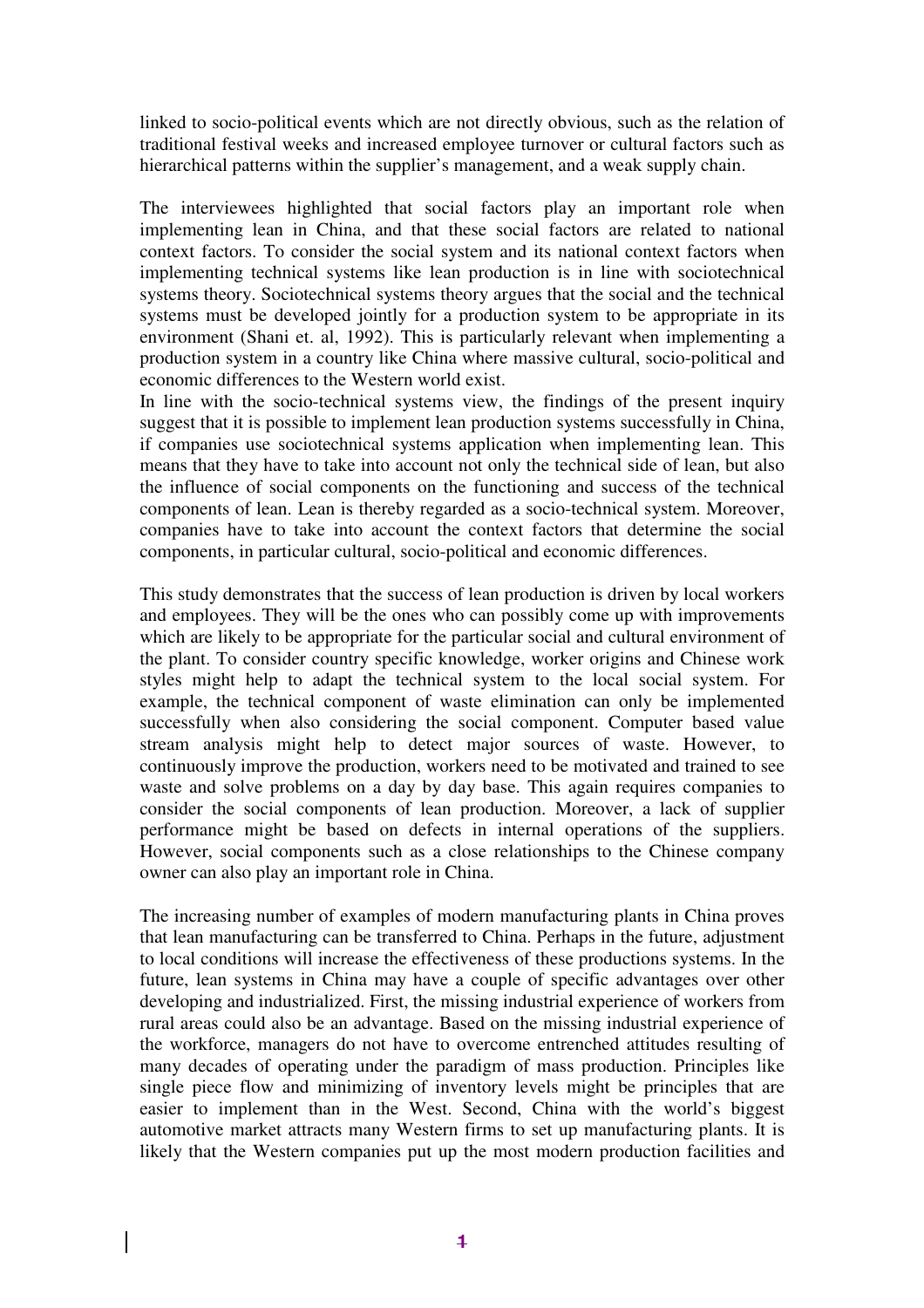linked to socio-political events which are not directly obvious, such as the relation of traditional festival weeks and increased employee turnover or cultural factors such as hierarchical patterns within the supplier's management, and a weak supply chain.

The interviewees highlighted that social factors play an important role when implementing lean in China, and that these social factors are related to national context factors. To consider the social system and its national context factors when implementing technical systems like lean production is in line with sociotechnical systems theory. Sociotechnical systems theory argues that the social and the technical systems must be developed jointly for a production system to be appropriate in its environment (Shani et. al, 1992). This is particularly relevant when implementing a production system in a country like China where massive cultural, socio-political and economic differences to the Western world exist.

In line with the socio-technical systems view, the findings of the present inquiry suggest that it is possible to implement lean production systems successfully in China, if companies use sociotechnical systems application when implementing lean. This means that they have to take into account not only the technical side of lean, but also the influence of social components on the functioning and success of the technical components of lean. Lean is thereby regarded as a socio-technical system. Moreover, companies have to take into account the context factors that determine the social components, in particular cultural, socio-political and economic differences.

This study demonstrates that the success of lean production is driven by local workers and employees. They will be the ones who can possibly come up with improvements which are likely to be appropriate for the particular social and cultural environment of the plant. To consider country specific knowledge, worker origins and Chinese work styles might help to adapt the technical system to the local social system. For example, the technical component of waste elimination can only be implemented successfully when also considering the social component. Computer based value stream analysis might help to detect major sources of waste. However, to continuously improve the production, workers need to be motivated and trained to see waste and solve problems on a day by day base. This again requires companies to consider the social components of lean production. Moreover, a lack of supplier performance might be based on defects in internal operations of the suppliers. However, social components such as a close relationships to the Chinese company owner can also play an important role in China.

The increasing number of examples of modern manufacturing plants in China proves that lean manufacturing can be transferred to China. Perhaps in the future, adjustment to local conditions will increase the effectiveness of these productions systems. In the future, lean systems in China may have a couple of specific advantages over other developing and industrialized. First, the missing industrial experience of workers from rural areas could also be an advantage. Based on the missing industrial experience of the workforce, managers do not have to overcome entrenched attitudes resulting of many decades of operating under the paradigm of mass production. Principles like single piece flow and minimizing of inventory levels might be principles that are easier to implement than in the West. Second, China with the world's biggest automotive market attracts many Western firms to set up manufacturing plants. It is likely that the Western companies put up the most modern production facilities and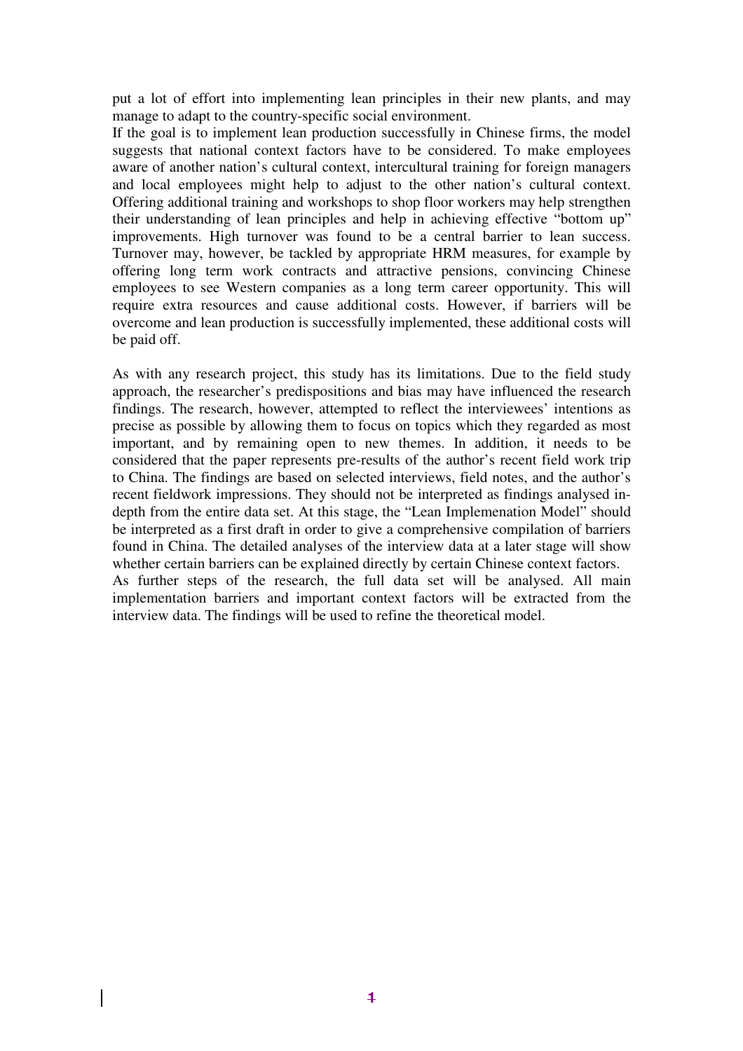put a lot of effort into implementing lean principles in their new plants, and may manage to adapt to the country-specific social environment.

If the goal is to implement lean production successfully in Chinese firms, the model suggests that national context factors have to be considered. To make employees aware of another nation's cultural context, intercultural training for foreign managers and local employees might help to adjust to the other nation's cultural context. Offering additional training and workshops to shop floor workers may help strengthen their understanding of lean principles and help in achieving effective "bottom up" improvements. High turnover was found to be a central barrier to lean success. Turnover may, however, be tackled by appropriate HRM measures, for example by offering long term work contracts and attractive pensions, convincing Chinese employees to see Western companies as a long term career opportunity. This will require extra resources and cause additional costs. However, if barriers will be overcome and lean production is successfully implemented, these additional costs will be paid off.

As with any research project, this study has its limitations. Due to the field study approach, the researcher's predispositions and bias may have influenced the research findings. The research, however, attempted to reflect the interviewees' intentions as precise as possible by allowing them to focus on topics which they regarded as most important, and by remaining open to new themes. In addition, it needs to be considered that the paper represents pre-results of the author's recent field work trip to China. The findings are based on selected interviews, field notes, and the author's recent fieldwork impressions. They should not be interpreted as findings analysed in-depth from the entire data set. At this stage, the "Lean Implemenation Model" should be interpreted as a first draft in order to give a comprehensive compilation of barriers found in China. The detailed analyses of the interview data at a later stage will show whether certain barriers can be explained directly by certain Chinese context factors.

As further steps of the research, the full data set will be analysed. All main implementation barriers and important context factors will be extracted from the interview data. The findings will be used to refine the theoretical model.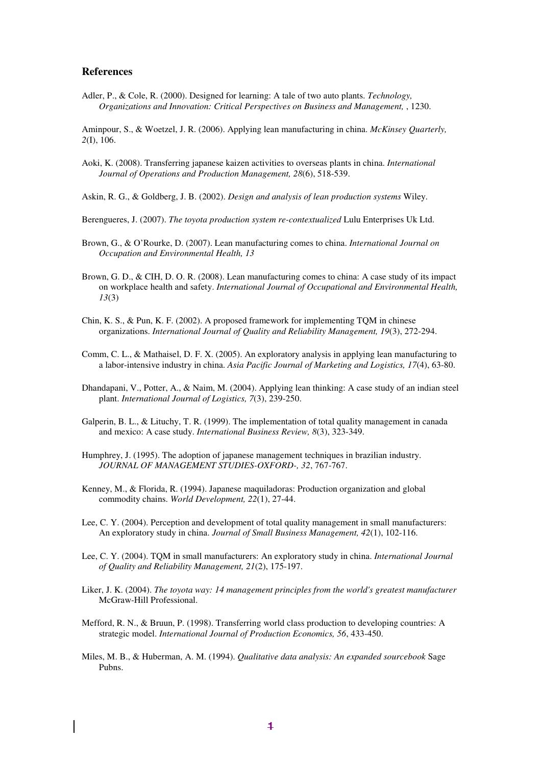## References

Adler, P., & Cole, R. (2000). Designed for learning: A tale of two auto plants. *Technology, Organizations and Innovation: Critical Perspectives on Business and Management,* , 1230.

Aminpour, S., & Woetzel, J. R. (2006). Applying lean manufacturing in china. *McKinsey Quarterly, 2*(I), 106.

Aoki, K. (2008). Transferring japanese kaizen activities to overseas plants in china. *International Journal of Operations and Production Management, 28*(6), 518-539.

Askin, R. G., & Goldberg, J. B. (2002). *Design and analysis of lean production systems* Wiley.

Berengueres, J. (2007). *The toyota production system re-contextualized* Lulu Enterprises Uk Ltd.

Brown, G., & O'Rourke, D. (2007). Lean manufacturing comes to china. *International Journal on Occupation and Environmental Health, 13*

Brown, G. D., & CIH, D. O. R. (2008). Lean manufacturing comes to china: A case study of its impact on workplace health and safety. *International Journal of Occupational and Environmental Health, 13*(3)

Chin, K. S., & Pun, K. F. (2002). A proposed framework for implementing TQM in chinese organizations. *International Journal of Quality and Reliability Management, 19*(3), 272-294.

Comm, C. L., & Mathaisel, D. F. X. (2005). An exploratory analysis in applying lean manufacturing to a labor-intensive industry in china. *Asia Pacific Journal of Marketing and Logistics, 17*(4), 63-80.

Dhandapani, V., Potter, A., & Naim, M. (2004). Applying lean thinking: A case study of an indian steel plant. *International Journal of Logistics, 7*(3), 239-250.

Galperin, B. L., & Lituchy, T. R. (1999). The implementation of total quality management in canada and mexico: A case study. *International Business Review, 8*(3), 323-349.

Humphrey, J. (1995). The adoption of japanese management techniques in brazilian industry. *JOURNAL OF MANAGEMENT STUDIES-OXFORD-, 32*, 767-767.

Kenney, M., & Florida, R. (1994). Japanese maquiladoras: Production organization and global commodity chains. *World Development, 22*(1), 27-44.

Lee, C. Y. (2004). Perception and development of total quality management in small manufacturers: An exploratory study in china. *Journal of Small Business Management, 42*(1), 102-116.

Lee, C. Y. (2004). TQM in small manufacturers: An exploratory study in china. *International Journal of Quality and Reliability Management, 21*(2), 175-197.

Liker, J. K. (2004). *The toyota way: 14 management principles from the world's greatest manufacturer* McGraw-Hill Professional.

Mefford, R. N., & Bruun, P. (1998). Transferring world class production to developing countries: A strategic model. *International Journal of Production Economics, 56*, 433-450.

Miles, M. B., & Huberman, A. M. (1994). *Qualitative data analysis: An expanded sourcebook* Sage Pubns.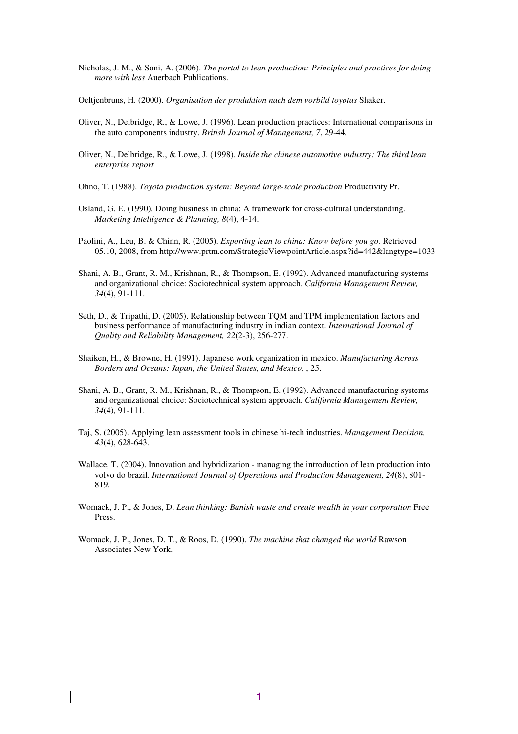Nicholas, J. M., & Soni, A. (2006). *The portal to lean production: Principles and practices for doing more with less* Auerbach Publications.

Oeltjenbruns, H. (2000). *Organisation der produktion nach dem vorbild toyotas* Shaker.

Oliver, N., Delbridge, R., & Lowe, J. (1996). Lean production practices: International comparisons in the auto components industry. *British Journal of Management, 7*, 29-44.

Oliver, N., Delbridge, R., & Lowe, J. (1998). *Inside the chinese automotive industry: The third lean enterprise report*

Ohno, T. (1988). *Toyota production system: Beyond large-scale production* Productivity Pr.

Osland, G. E. (1990). Doing business in china: A framework for cross-cultural understanding. *Marketing Intelligence & Planning, 8*(4), 4-14.

Paolini, A., Leu, B. & Chinn, R. (2005). *Exporting lean to china: Know before you go.* Retrieved 05.10, 2008, from http://www.prtm.com/StrategicViewpointArticle.aspx?id=442&langtype=1033

Shani, A. B., Grant, R. M., Krishnan, R., & Thompson, E. (1992). Advanced manufacturing systems and organizational choice: Sociotechnical system approach. *California Management Review, 34*(4), 91-111.

Seth, D., & Tripathi, D. (2005). Relationship between TQM and TPM implementation factors and business performance of manufacturing industry in indian context. *International Journal of Quality and Reliability Management, 22*(2-3), 256-277.

Shaiken, H., & Browne, H. (1991). Japanese work organization in mexico. *Manufacturing Across Borders and Oceans: Japan, the United States, and Mexico,* , 25.

Shani, A. B., Grant, R. M., Krishnan, R., & Thompson, E. (1992). Advanced manufacturing systems and organizational choice: Sociotechnical system approach. *California Management Review, 34*(4), 91-111.

Taj, S. (2005). Applying lean assessment tools in chinese hi-tech industries. *Management Decision, 43*(4), 628-643.

Wallace, T. (2004). Innovation and hybridization - managing the introduction of lean production into volvo do brazil. *International Journal of Operations and Production Management, 24*(8), 801-819.

Womack, J. P., & Jones, D. *Lean thinking: Banish waste and create wealth in your corporation* Free Press.

Womack, J. P., Jones, D. T., & Roos, D. (1990). *The machine that changed the world* Rawson Associates New York.